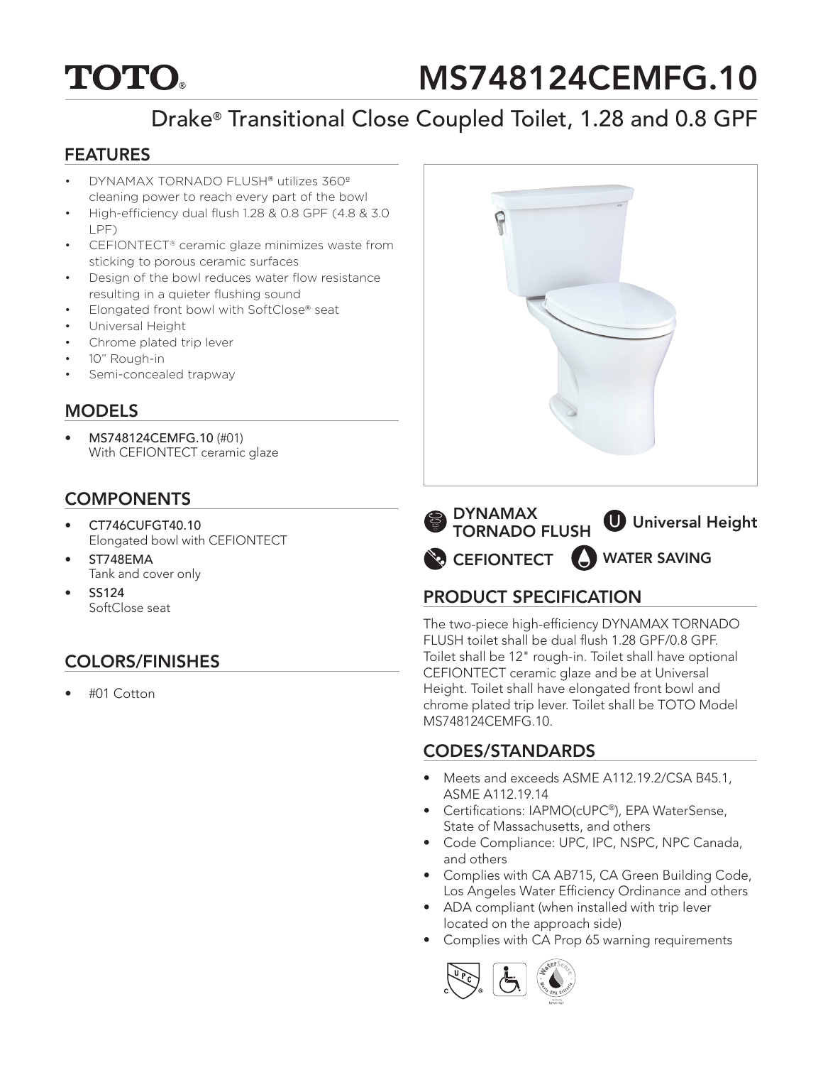# TOTO

# MS748124CEMFG.10

## Drake® Transitional Close Coupled Toilet, 1.28 and 0.8 GPF

## FEATURES

- DYNAMAX TORNADO FLUSH® utilizes 360º cleaning power to reach every part of the bowl
- High-efficiency dual flush 1.28 & 0.8 GPF (4.8 & 3.0 LPF)
- CEFIONTECT® ceramic glaze minimizes waste from sticking to porous ceramic surfaces
- Design of the bowl reduces water flow resistance resulting in a quieter flushing sound
- Elongated front bowl with SoftClose® seat
- Universal Height
- Chrome plated trip lever
- 10" Rough-in
- Semi-concealed trapway

## MODELS

- **MS748124CEMFG.10** (#01)
  With CEFIONTECT ceramic glaze

## COMPONENTS

- **CT746CUFGT40.10**
  Elongated bowl with CEFIONTECT
- **ST748EMA**
  Tank and cover only
- **SS124**
  SoftClose seat

## COLORS/FINISHES

- #01 Cotton

DYNAMAX TORNADO FLUSH | Universal Height | CEFIONTECT | WATER SAVING

## PRODUCT SPECIFICATION

The two-piece high-efficiency DYNAMAX TORNADO FLUSH toilet shall be dual flush 1.28 GPF/0.8 GPF. Toilet shall be 12" rough-in. Toilet shall have optional CEFIONTECT ceramic glaze and be at Universal Height. Toilet shall have elongated front bowl and chrome plated trip lever. Toilet shall be TOTO Model MS748124CEMFG.10.

## CODES/STANDARDS

- Meets and exceeds ASME A112.19.2/CSA B45.1, ASME A112.19.14
- Certifications: IAPMO(cUPC®), EPA WaterSense, State of Massachusetts, and others
- Code Compliance: UPC, IPC, NSPC, NPC Canada, and others
- Complies with CA AB715, CA Green Building Code, Los Angeles Water Efficiency Ordinance and others
- ADA compliant (when installed with trip lever located on the approach side)
- Complies with CA Prop 65 warning requirements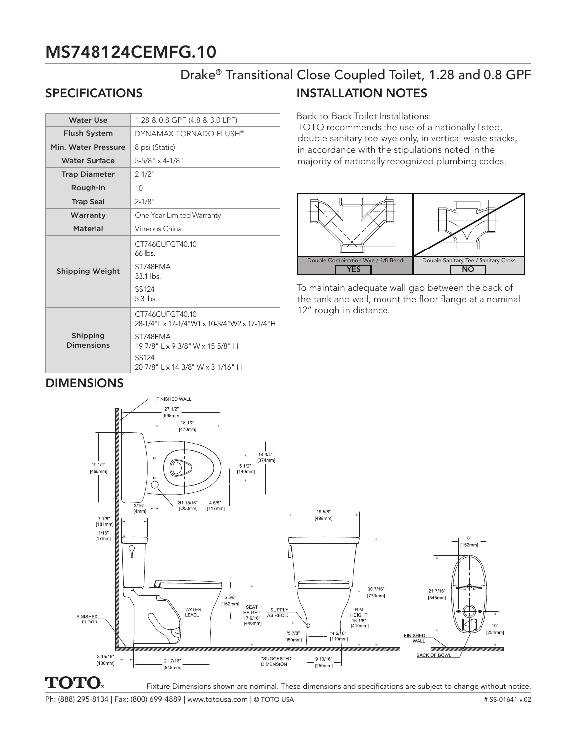# MS748124CEMFG.10

## Drake® Transitional Close Coupled Toilet, 1.28 and 0.8 GPF

## SPECIFICATIONS

| | |
|---|---|
| Water Use | 1.28 & 0.8 GPF (4.8 & 3.0 LPF) |
| Flush System | DYNAMAX TORNADO FLUSH® |
| Min. Water Pressure | 8 psi (Static) |
| Water Surface | 5-5/8" x 4-1/8" |
| Trap Diameter | 2-1/2" |
| Rough-in | 10" |
| Trap Seal | 2-1/8" |
| Warranty | One Year Limited Warranty |
| Material | Vitreous China |
| Shipping Weight | CT746CUFGT40.10<br>66 lbs.<br>ST748EMA<br>33.1 lbs.<br>SS124<br>5.3 lbs. |
| Shipping Dimensions | CT746CUFGT40.10<br>28-1/4"L x 17-1/4"W1 x 10-3/4"W2 x 17-1/4"H<br>ST748EMA<br>19-7/8" L x 9-3/8" W x 15-5/8" H<br>SS124<br>20-7/8" L x 14-3/8" W x 3-1/16" H |

## INSTALLATION NOTES

Back-to-Back Toilet Installations:
TOTO recommends the use of a nationally listed, double sanitary tee-wye only, in vertical waste stacks, in accordance with the stipulations noted in the majority of nationally recognized plumbing codes.

Double Combination Wye / 1/8 Bend
YES

Double Sanitary Tee / Sanitary Cross
NO

To maintain adequate wall gap between the back of the tank and wall, mount the floor flange at a nominal 12" rough-in distance.

## DIMENSIONS

FINISHED WALL
27 1/2" [698mm]
18 1/2" [470mm]
14 3/4" [374mm]
19 1/2" [496mm]
5 1/2" [140mm]
3/16" [4mm]
Ø1 15/16" [Ø50mm]
4 5/8" [117mm]
7 1/8" [181mm]
11/16" [17mm]
19 5/8" [498mm]
6" [152mm]
6 3/8" [162mm]
WATER LEVEL
SEAT HEIGHT 17 9/16" [446mm]
SUPPLY AS REQ'D
30 7/16" [773mm]
RIM HEIGHT 16 1/8" [410mm]
21 7/16" [545mm]
FINISHED FLOOR
*5 7/8" [150mm]
*4 5/16" [110mm]
10" [254mm]
FINISHED WALL
3 15/16" [100mm]
21 7/16" [545mm]
*SUGGESTED DIMENSION
9 13/16" [250mm]
BACK OF BOWL

Fixture Dimensions shown are nominal. These dimensions and specifications are subject to change without notice.

Ph: (888) 295-8134 | Fax: (800) 699-4889 | www.totousa.com | © TOTO USA

# SS-01641 v.02